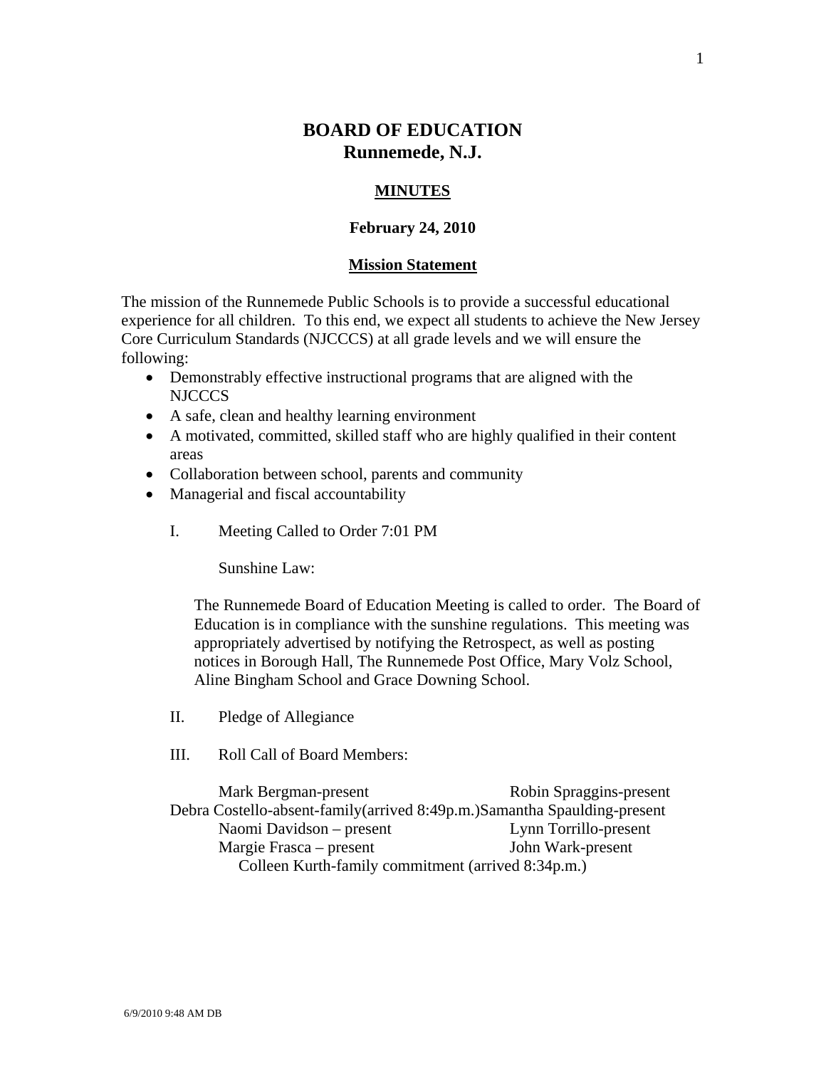# BOARD OF EDUCATION
## Runnemede, N.J.

**MINUTES**

**February 24, 2010**

**Mission Statement**

The mission of the Runnemede Public Schools is to provide a successful educational experience for all children. To this end, we expect all students to achieve the New Jersey Core Curriculum Standards (NJCCCS) at all grade levels and we will ensure the following:

- Demonstrably effective instructional programs that are aligned with the NJCCCS
- A safe, clean and healthy learning environment
- A motivated, committed, skilled staff who are highly qualified in their content areas
- Collaboration between school, parents and community
- Managerial and fiscal accountability

I. Meeting Called to Order 7:01 PM

Sunshine Law:

The Runnemede Board of Education Meeting is called to order. The Board of Education is in compliance with the sunshine regulations. This meeting was appropriately advertised by notifying the Retrospect, as well as posting notices in Borough Hall, The Runnemede Post Office, Mary Volz School, Aline Bingham School and Grace Downing School.

II. Pledge of Allegiance

III. Roll Call of Board Members:

Mark Bergman-present
Robin Spraggins-present
Debra Costello-absent-family(arrived 8:49p.m.)
Samantha Spaulding-present
Naomi Davidson – present
Lynn Torrillo-present
Margie Frasca – present
John Wark-present
Colleen Kurth-family commitment (arrived 8:34p.m.)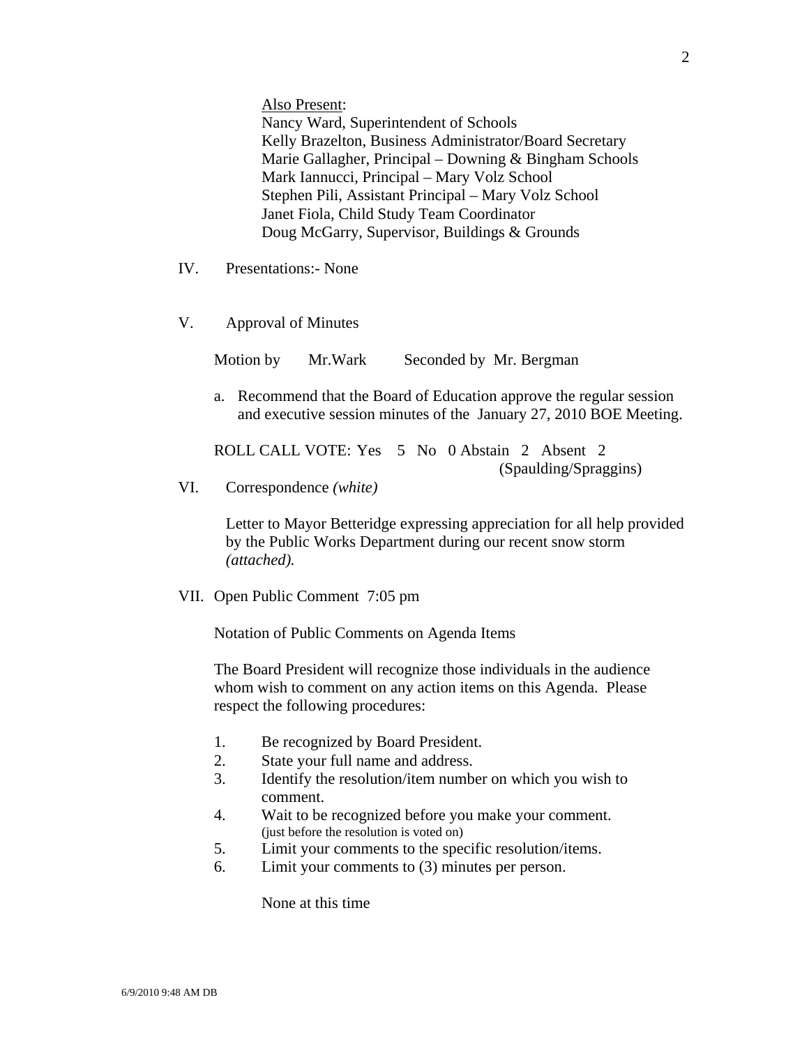<u>Also Present</u>:
Nancy Ward, Superintendent of Schools
Kelly Brazelton, Business Administrator/Board Secretary
Marie Gallagher, Principal – Downing & Bingham Schools
Mark Iannucci, Principal – Mary Volz School
Stephen Pili, Assistant Principal – Mary Volz School
Janet Fiola, Child Study Team Coordinator
Doug McGarry, Supervisor, Buildings & Grounds

IV. Presentations:- None

V. Approval of Minutes

Motion by Mr.Wark Seconded by Mr. Bergman

a. Recommend that the Board of Education approve the regular session and executive session minutes of the January 27, 2010 BOE Meeting.

ROLL CALL VOTE: Yes 5 No 0 Abstain 2 Absent 2 (Spaulding/Spraggins)

VI. Correspondence *(white)*

Letter to Mayor Betteridge expressing appreciation for all help provided by the Public Works Department during our recent snow storm *(attached).*

VII. Open Public Comment 7:05 pm

Notation of Public Comments on Agenda Items

The Board President will recognize those individuals in the audience whom wish to comment on any action items on this Agenda. Please respect the following procedures:

1. Be recognized by Board President.
2. State your full name and address.
3. Identify the resolution/item number on which you wish to comment.
4. Wait to be recognized before you make your comment. (just before the resolution is voted on)
5. Limit your comments to the specific resolution/items.
6. Limit your comments to (3) minutes per person.

None at this time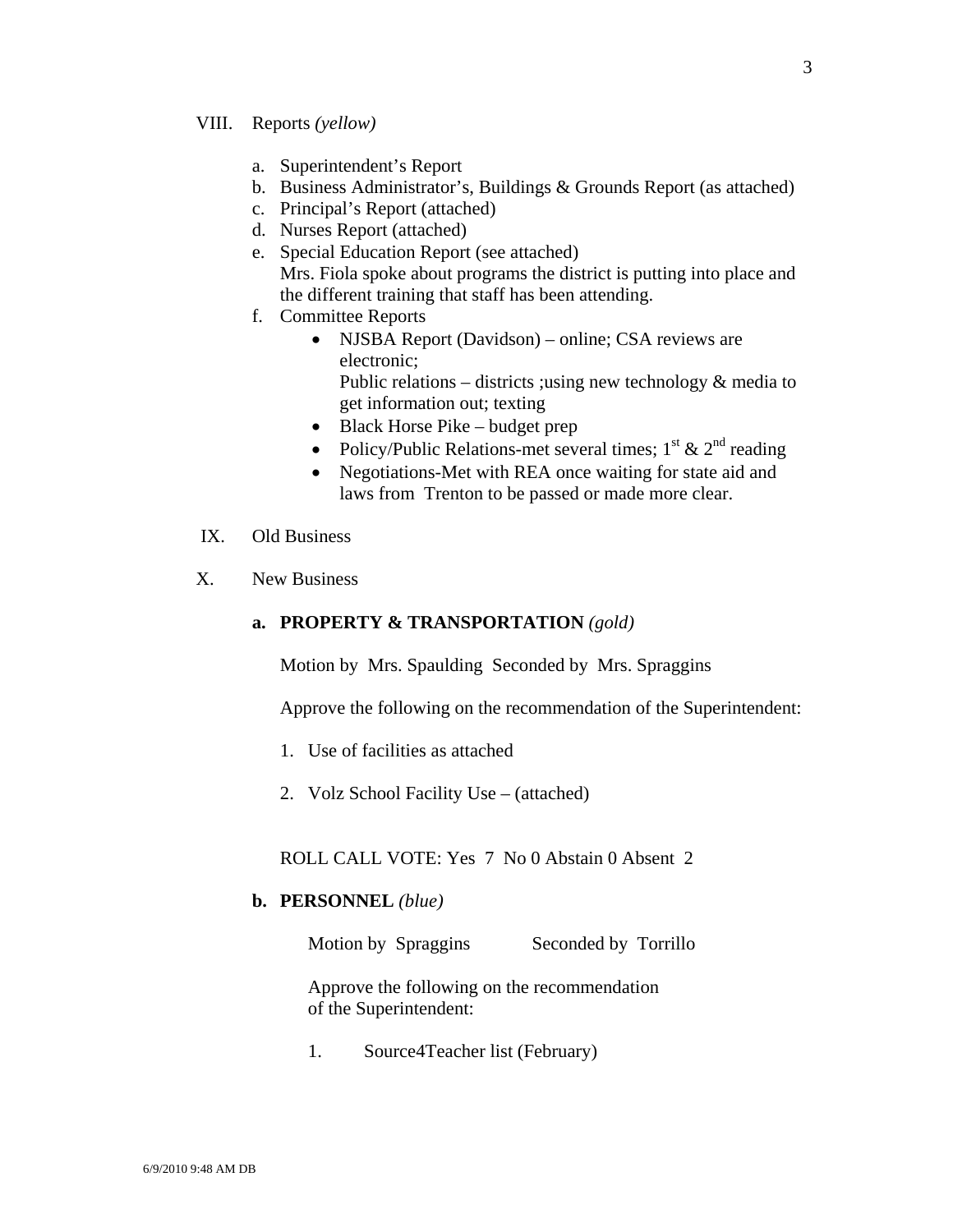VIII. Reports *(yellow)*

a. Superintendent's Report
b. Business Administrator's, Buildings & Grounds Report (as attached)
c. Principal's Report (attached)
d. Nurses Report (attached)
e. Special Education Report (see attached)
   Mrs. Fiola spoke about programs the district is putting into place and the different training that staff has been attending.
f. Committee Reports
   - NJSBA Report (Davidson) – online; CSA reviews are electronic;
     Public relations – districts ;using new technology & media to get information out; texting
   - Black Horse Pike – budget prep
   - Policy/Public Relations-met several times; 1st & 2nd reading
   - Negotiations-Met with REA once waiting for state aid and laws from Trenton to be passed or made more clear.

IX. Old Business

X. New Business

**a. PROPERTY & TRANSPORTATION** *(gold)*

Motion by Mrs. Spaulding Seconded by Mrs. Spraggins

Approve the following on the recommendation of the Superintendent:

1. Use of facilities as attached

2. Volz School Facility Use – (attached)

ROLL CALL VOTE: Yes 7 No 0 Abstain 0 Absent 2

**b. PERSONNEL** *(blue)*

Motion by Spraggins Seconded by Torrillo

Approve the following on the recommendation of the Superintendent:

1. Source4Teacher list (February)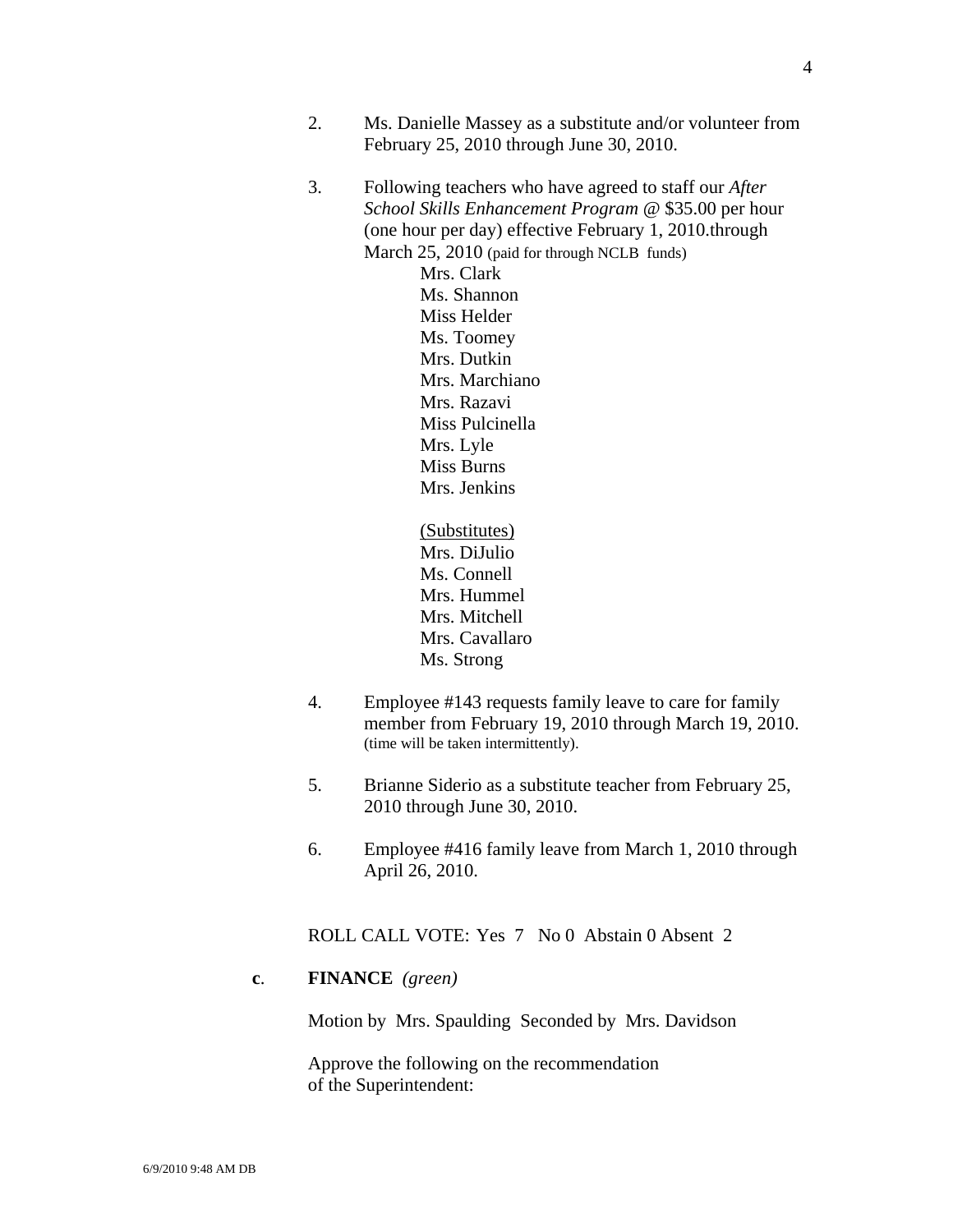2. Ms. Danielle Massey as a substitute and/or volunteer from February 25, 2010 through June 30, 2010.

3. Following teachers who have agreed to staff our *After School Skills Enhancement Program* @ $35.00 per hour (one hour per day) effective February 1, 2010.through March 25, 2010 (paid for through NCLB funds)

   Mrs. Clark
   Ms. Shannon
   Miss Helder
   Ms. Toomey
   Mrs. Dutkin
   Mrs. Marchiano
   Mrs. Razavi
   Miss Pulcinella
   Mrs. Lyle
   Miss Burns
   Mrs. Jenkins

   <u>(Substitutes)</u>
   Mrs. DiJulio
   Ms. Connell
   Mrs. Hummel
   Mrs. Mitchell
   Mrs. Cavallaro
   Ms. Strong

4. Employee #143 requests family leave to care for family member from February 19, 2010 through March 19, 2010. (time will be taken intermittently).

5. Brianne Siderio as a substitute teacher from February 25, 2010 through June 30, 2010.

6. Employee #416 family leave from March 1, 2010 through April 26, 2010.

ROLL CALL VOTE: Yes 7 No 0 Abstain 0 Absent 2

**c**. **FINANCE** *(green)*

Motion by Mrs. Spaulding Seconded by Mrs. Davidson

Approve the following on the recommendation of the Superintendent: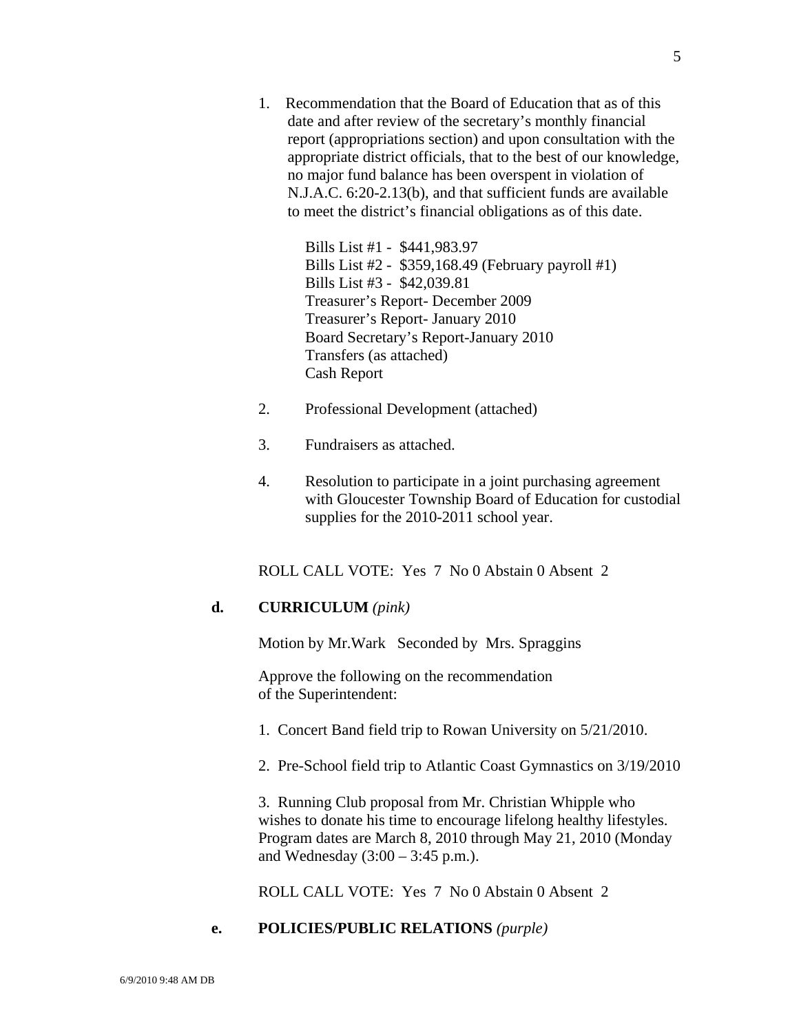1. Recommendation that the Board of Education that as of this date and after review of the secretary's monthly financial report (appropriations section) and upon consultation with the appropriate district officials, that to the best of our knowledge, no major fund balance has been overspent in violation of N.J.A.C. 6:20-2.13(b), and that sufficient funds are available to meet the district's financial obligations as of this date.

   Bills List #1 - $441,983.97
   Bills List #2 - $359,168.49 (February payroll #1)
   Bills List #3 - $42,039.81
   Treasurer's Report- December 2009
   Treasurer's Report- January 2010
   Board Secretary's Report-January 2010
   Transfers (as attached)
   Cash Report

2. Professional Development (attached)

3. Fundraisers as attached.

4. Resolution to participate in a joint purchasing agreement with Gloucester Township Board of Education for custodial supplies for the 2010-2011 school year.

ROLL CALL VOTE: Yes 7 No 0 Abstain 0 Absent 2

**d. CURRICULUM** *(pink)*

Motion by Mr.Wark Seconded by Mrs. Spraggins

Approve the following on the recommendation of the Superintendent:

1. Concert Band field trip to Rowan University on 5/21/2010.

2. Pre-School field trip to Atlantic Coast Gymnastics on 3/19/2010

3. Running Club proposal from Mr. Christian Whipple who wishes to donate his time to encourage lifelong healthy lifestyles. Program dates are March 8, 2010 through May 21, 2010 (Monday and Wednesday (3:00 – 3:45 p.m.).

ROLL CALL VOTE: Yes 7 No 0 Abstain 0 Absent 2

**e. POLICIES/PUBLIC RELATIONS** *(purple)*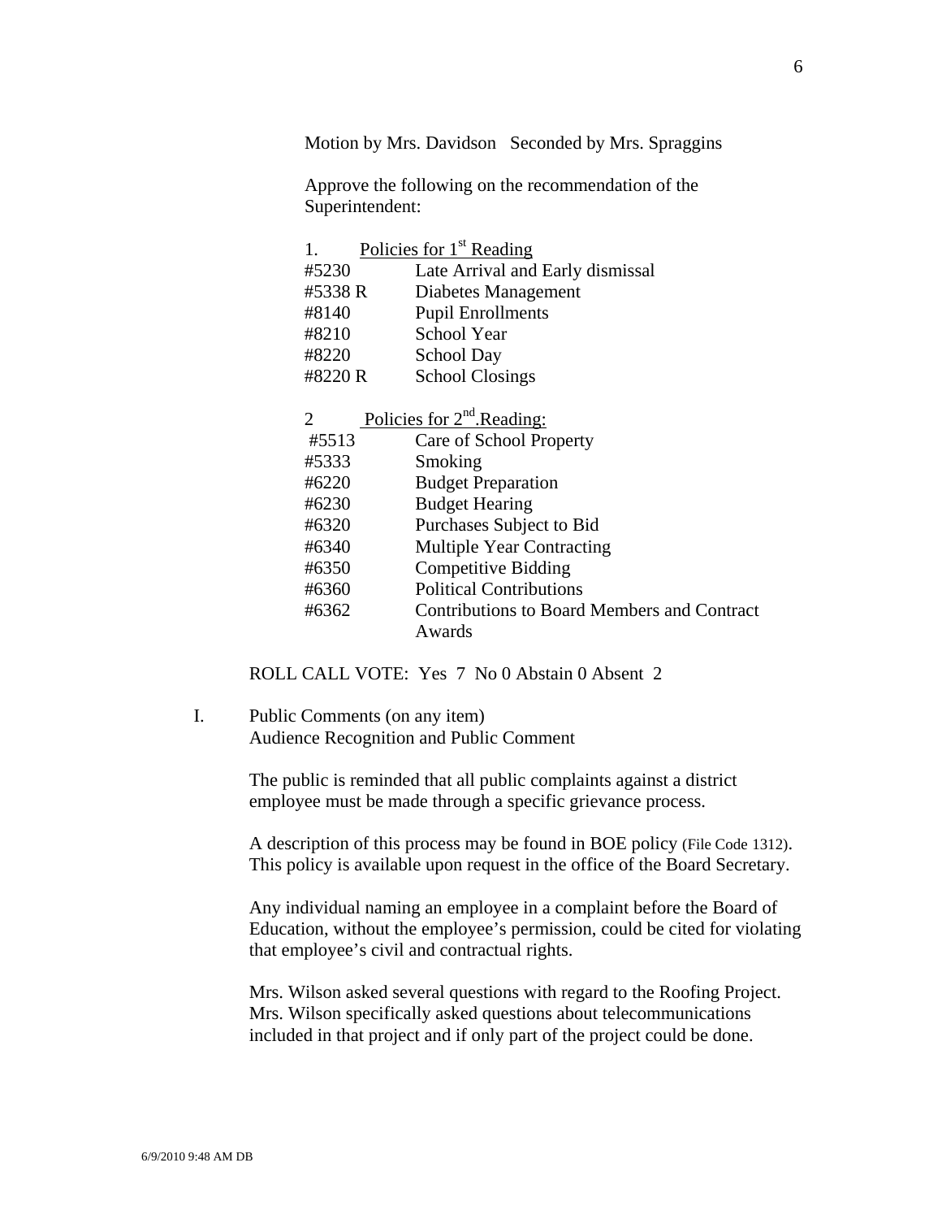Motion by Mrs. Davidson   Seconded by Mrs. Spraggins

Approve the following on the recommendation of the Superintendent:

1. Policies for 1st Reading

| | |
|---|---|
| #5230 | Late Arrival and Early dismissal |
| #5338 R | Diabetes Management |
| #8140 | Pupil Enrollments |
| #8210 | School Year |
| #8220 | School Day |
| #8220 R | School Closings |

2 Policies for 2nd.Reading:

| | |
|---|---|
| #5513 | Care of School Property |
| #5333 | Smoking |
| #6220 | Budget Preparation |
| #6230 | Budget Hearing |
| #6320 | Purchases Subject to Bid |
| #6340 | Multiple Year Contracting |
| #6350 | Competitive Bidding |
| #6360 | Political Contributions |
| #6362 | Contributions to Board Members and Contract Awards |

ROLL CALL VOTE: Yes 7 No 0 Abstain 0 Absent 2

I. Public Comments (on any item)
Audience Recognition and Public Comment

The public is reminded that all public complaints against a district employee must be made through a specific grievance process.

A description of this process may be found in BOE policy (File Code 1312). This policy is available upon request in the office of the Board Secretary.

Any individual naming an employee in a complaint before the Board of Education, without the employee's permission, could be cited for violating that employee's civil and contractual rights.

Mrs. Wilson asked several questions with regard to the Roofing Project. Mrs. Wilson specifically asked questions about telecommunications included in that project and if only part of the project could be done.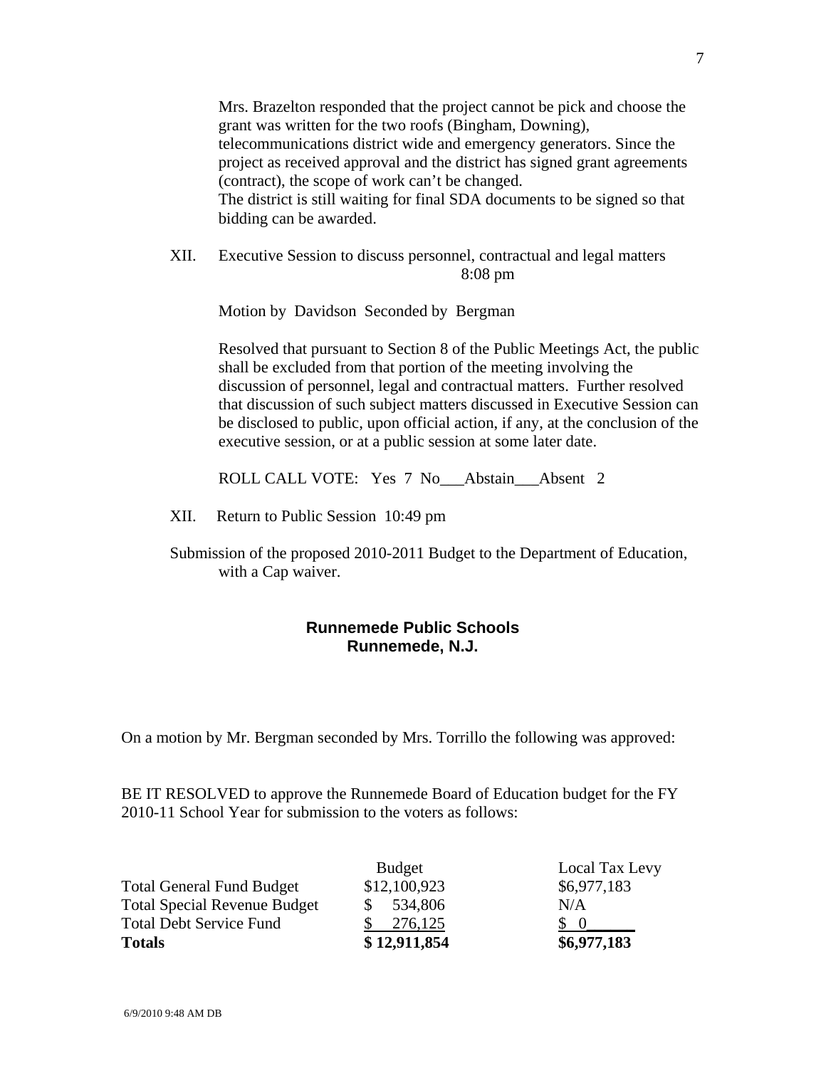Mrs. Brazelton responded that the project cannot be pick and choose the grant was written for the two roofs (Bingham, Downing), telecommunications district wide and emergency generators. Since the project as received approval and the district has signed grant agreements (contract), the scope of work can't be changed.
The district is still waiting for final SDA documents to be signed so that bidding can be awarded.

XII. Executive Session to discuss personnel, contractual and legal matters 8:08 pm

Motion by Davidson Seconded by Bergman

Resolved that pursuant to Section 8 of the Public Meetings Act, the public shall be excluded from that portion of the meeting involving the discussion of personnel, legal and contractual matters. Further resolved that discussion of such subject matters discussed in Executive Session can be disclosed to public, upon official action, if any, at the conclusion of the executive session, or at a public session at some later date.

ROLL CALL VOTE: Yes 7 No___Abstain___Absent 2

XII. Return to Public Session 10:49 pm

Submission of the proposed 2010-2011 Budget to the Department of Education, with a Cap waiver.

**Runnemede Public Schools**
**Runnemede, N.J.**

On a motion by Mr. Bergman seconded by Mrs. Torrillo the following was approved:

BE IT RESOLVED to approve the Runnemede Board of Education budget for the FY 2010-11 School Year for submission to the voters as follows:

| | Budget | Local Tax Levy |
|---|---|---|
| Total General Fund Budget | $12,100,923 | $6,977,183 |
| Total Special Revenue Budget | $ 534,806 | N/A |
| Total Debt Service Fund | $ 276,125 | $ 0 |
| **Totals** | **$ 12,911,854** | **$6,977,183** |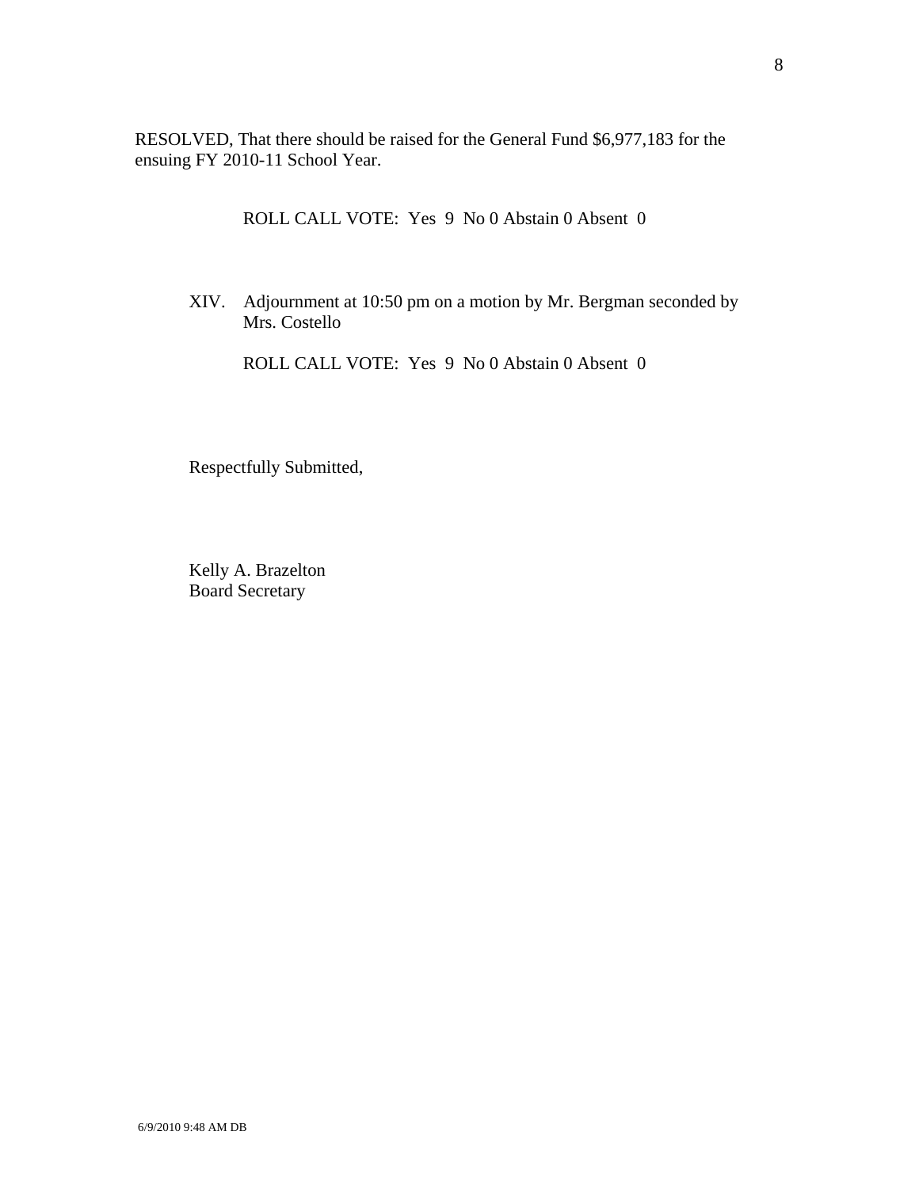RESOLVED, That there should be raised for the General Fund $6,977,183 for the ensuing FY 2010-11 School Year.

ROLL CALL VOTE: Yes 9 No 0 Abstain 0 Absent 0

XIV. Adjournment at 10:50 pm on a motion by Mr. Bergman seconded by Mrs. Costello

ROLL CALL VOTE: Yes 9 No 0 Abstain 0 Absent 0

Respectfully Submitted,

Kelly A. Brazelton
Board Secretary

6/9/2010 9:48 AM DB